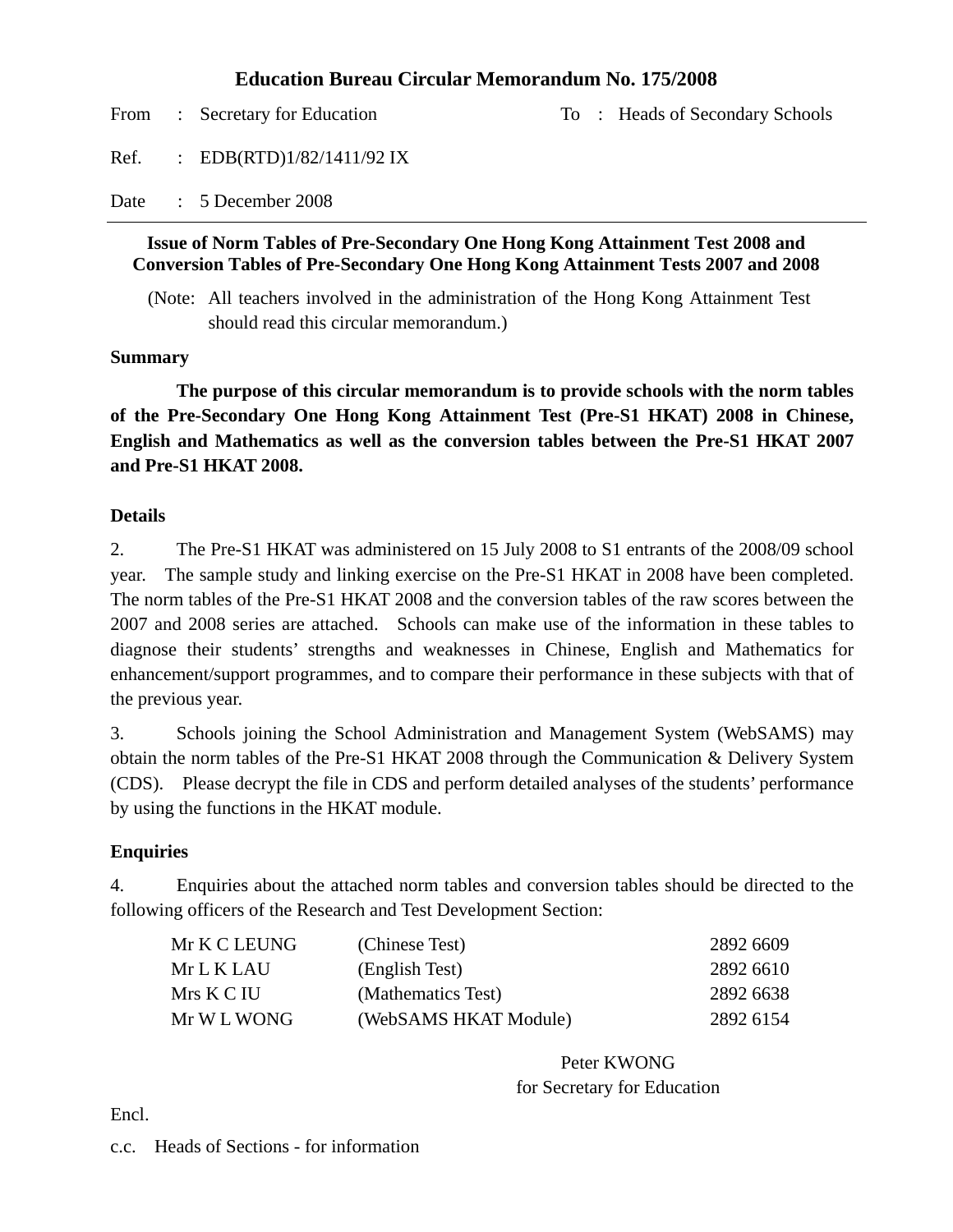# Education Bureau Circular Memorandum No. 175/2008

From : Secretary for Education To : Heads of Secondary Schools

Ref. : EDB(RTD)1/82/1411/92 IX

Date : 5 December 2008

---

**Issue of Norm Tables of Pre-Secondary One Hong Kong Attainment Test 2008 and Conversion Tables of Pre-Secondary One Hong Kong Attainment Tests 2007 and 2008**

(Note: All teachers involved in the administration of the Hong Kong Attainment Test should read this circular memorandum.)

## Summary

**The purpose of this circular memorandum is to provide schools with the norm tables of the Pre-Secondary One Hong Kong Attainment Test (Pre-S1 HKAT) 2008 in Chinese, English and Mathematics as well as the conversion tables between the Pre-S1 HKAT 2007 and Pre-S1 HKAT 2008.**

## Details

2. The Pre-S1 HKAT was administered on 15 July 2008 to S1 entrants of the 2008/09 school year. The sample study and linking exercise on the Pre-S1 HKAT in 2008 have been completed. The norm tables of the Pre-S1 HKAT 2008 and the conversion tables of the raw scores between the 2007 and 2008 series are attached. Schools can make use of the information in these tables to diagnose their students' strengths and weaknesses in Chinese, English and Mathematics for enhancement/support programmes, and to compare their performance in these subjects with that of the previous year.

3. Schools joining the School Administration and Management System (WebSAMS) may obtain the norm tables of the Pre-S1 HKAT 2008 through the Communication & Delivery System (CDS). Please decrypt the file in CDS and perform detailed analyses of the students' performance by using the functions in the HKAT module.

## Enquiries

4. Enquiries about the attached norm tables and conversion tables should be directed to the following officers of the Research and Test Development Section:

| | | |
|---|---|---|
| Mr K C LEUNG | (Chinese Test) | 2892 6609 |
| Mr L K LAU | (English Test) | 2892 6610 |
| Mrs K C IU | (Mathematics Test) | 2892 6638 |
| Mr W L WONG | (WebSAMS HKAT Module) | 2892 6154 |

Peter KWONG
for Secretary for Education

Encl.

c.c. Heads of Sections - for information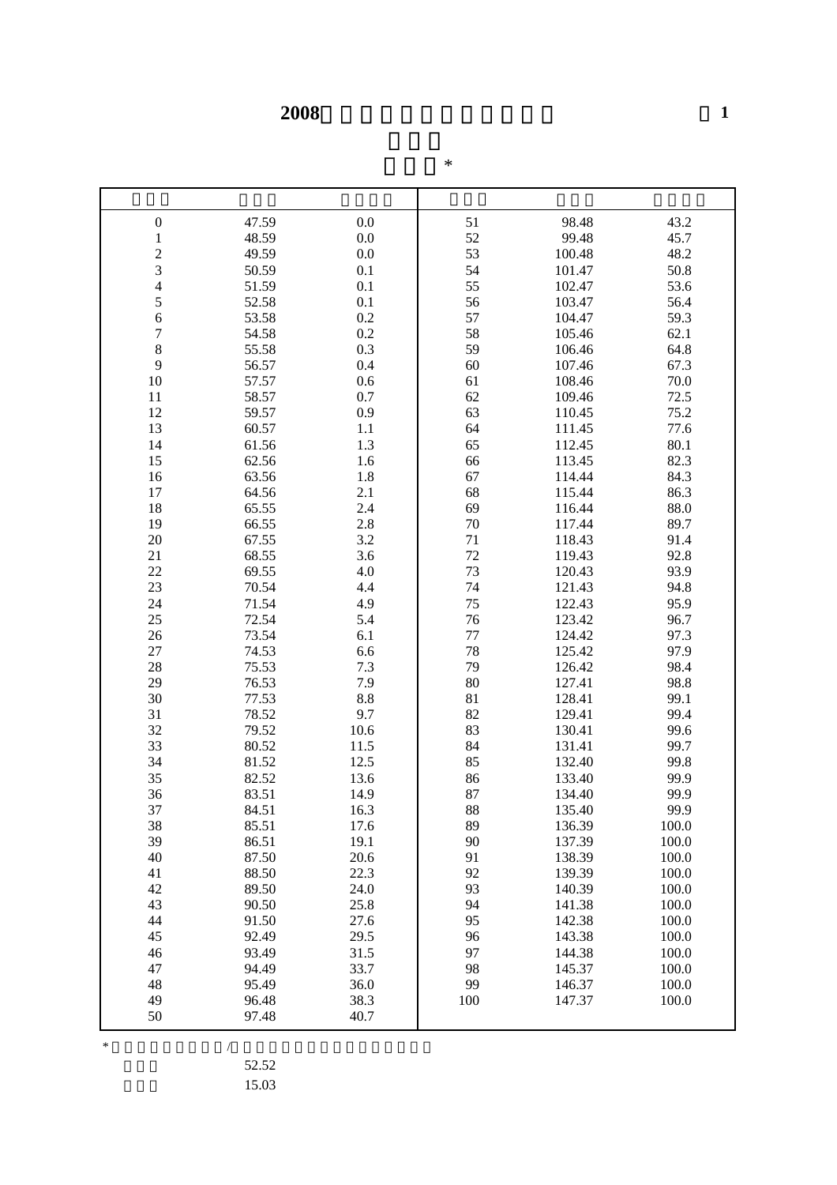# 2008

**1**

\*

| | | | | | |
|---|---|---|---|---|---|
| 0 | 47.59 | 0.0 | 51 | 98.48 | 43.2 |
| 1 | 48.59 | 0.0 | 52 | 99.48 | 45.7 |
| 2 | 49.59 | 0.0 | 53 | 100.48 | 48.2 |
| 3 | 50.59 | 0.1 | 54 | 101.47 | 50.8 |
| 4 | 51.59 | 0.1 | 55 | 102.47 | 53.6 |
| 5 | 52.58 | 0.1 | 56 | 103.47 | 56.4 |
| 6 | 53.58 | 0.2 | 57 | 104.47 | 59.3 |
| 7 | 54.58 | 0.2 | 58 | 105.46 | 62.1 |
| 8 | 55.58 | 0.3 | 59 | 106.46 | 64.8 |
| 9 | 56.57 | 0.4 | 60 | 107.46 | 67.3 |
| 10 | 57.57 | 0.6 | 61 | 108.46 | 70.0 |
| 11 | 58.57 | 0.7 | 62 | 109.46 | 72.5 |
| 12 | 59.57 | 0.9 | 63 | 110.45 | 75.2 |
| 13 | 60.57 | 1.1 | 64 | 111.45 | 77.6 |
| 14 | 61.56 | 1.3 | 65 | 112.45 | 80.1 |
| 15 | 62.56 | 1.6 | 66 | 113.45 | 82.3 |
| 16 | 63.56 | 1.8 | 67 | 114.44 | 84.3 |
| 17 | 64.56 | 2.1 | 68 | 115.44 | 86.3 |
| 18 | 65.55 | 2.4 | 69 | 116.44 | 88.0 |
| 19 | 66.55 | 2.8 | 70 | 117.44 | 89.7 |
| 20 | 67.55 | 3.2 | 71 | 118.43 | 91.4 |
| 21 | 68.55 | 3.6 | 72 | 119.43 | 92.8 |
| 22 | 69.55 | 4.0 | 73 | 120.43 | 93.9 |
| 23 | 70.54 | 4.4 | 74 | 121.43 | 94.8 |
| 24 | 71.54 | 4.9 | 75 | 122.43 | 95.9 |
| 25 | 72.54 | 5.4 | 76 | 123.42 | 96.7 |
| 26 | 73.54 | 6.1 | 77 | 124.42 | 97.3 |
| 27 | 74.53 | 6.6 | 78 | 125.42 | 97.9 |
| 28 | 75.53 | 7.3 | 79 | 126.42 | 98.4 |
| 29 | 76.53 | 7.9 | 80 | 127.41 | 98.8 |
| 30 | 77.53 | 8.8 | 81 | 128.41 | 99.1 |
| 31 | 78.52 | 9.7 | 82 | 129.41 | 99.4 |
| 32 | 79.52 | 10.6 | 83 | 130.41 | 99.6 |
| 33 | 80.52 | 11.5 | 84 | 131.41 | 99.7 |
| 34 | 81.52 | 12.5 | 85 | 132.40 | 99.8 |
| 35 | 82.52 | 13.6 | 86 | 133.40 | 99.9 |
| 36 | 83.51 | 14.9 | 87 | 134.40 | 99.9 |
| 37 | 84.51 | 16.3 | 88 | 135.40 | 99.9 |
| 38 | 85.51 | 17.6 | 89 | 136.39 | 100.0 |
| 39 | 86.51 | 19.1 | 90 | 137.39 | 100.0 |
| 40 | 87.50 | 20.6 | 91 | 138.39 | 100.0 |
| 41 | 88.50 | 22.3 | 92 | 139.39 | 100.0 |
| 42 | 89.50 | 24.0 | 93 | 140.39 | 100.0 |
| 43 | 90.50 | 25.8 | 94 | 141.38 | 100.0 |
| 44 | 91.50 | 27.6 | 95 | 142.38 | 100.0 |
| 45 | 92.49 | 29.5 | 96 | 143.38 | 100.0 |
| 46 | 93.49 | 31.5 | 97 | 144.38 | 100.0 |
| 47 | 94.49 | 33.7 | 98 | 145.37 | 100.0 |
| 48 | 95.49 | 36.0 | 99 | 146.37 | 100.0 |
| 49 | 96.48 | 38.3 | 100 | 147.37 | 100.0 |
| 50 | 97.48 | 40.7 | | | |

\* /

52.52

15.03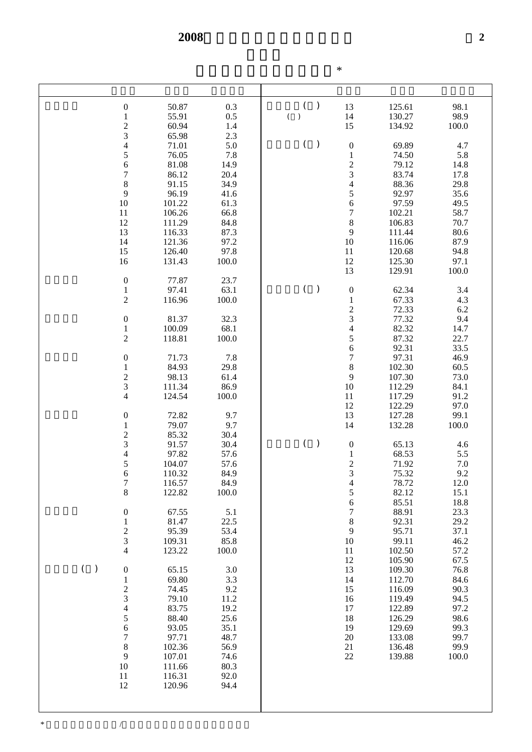# 2008

*

| | | | |
|---|---|---|---|
| | 0 | 50.87 | 0.3 |
| | 1 | 55.91 | 0.5 |
| | 2 | 60.94 | 1.4 |
| | 3 | 65.98 | 2.3 |
| | 4 | 71.01 | 5.0 |
| | 5 | 76.05 | 7.8 |
| | 6 | 81.08 | 14.9 |
| | 7 | 86.12 | 20.4 |
| | 8 | 91.15 | 34.9 |
| | 9 | 96.19 | 41.6 |
| | 10 | 101.22 | 61.3 |
| | 11 | 106.26 | 66.8 |
| | 12 | 111.29 | 84.8 |
| | 13 | 116.33 | 87.3 |
| | 14 | 121.36 | 97.2 |
| | 15 | 126.40 | 97.8 |
| | 16 | 131.43 | 100.0 |
| | 0 | 77.87 | 23.7 |
| | 1 | 97.41 | 63.1 |
| | 2 | 116.96 | 100.0 |
| | 0 | 81.37 | 32.3 |
| | 1 | 100.09 | 68.1 |
| | 2 | 118.81 | 100.0 |
| | 0 | 71.73 | 7.8 |
| | 1 | 84.93 | 29.8 |
| | 2 | 98.13 | 61.4 |
| | 3 | 111.34 | 86.9 |
| | 4 | 124.54 | 100.0 |
| | 0 | 72.82 | 9.7 |
| | 1 | 79.07 | 9.7 |
| | 2 | 85.32 | 30.4 |
| | 3 | 91.57 | 30.4 |
| | 4 | 97.82 | 57.6 |
| | 5 | 104.07 | 57.6 |
| | 6 | 110.32 | 84.9 |
| | 7 | 116.57 | 84.9 |
| | 8 | 122.82 | 100.0 |
| | 0 | 67.55 | 5.1 |
| | 1 | 81.47 | 22.5 |
| | 2 | 95.39 | 53.4 |
| | 3 | 109.31 | 85.8 |
| | 4 | 123.22 | 100.0 |
| ( ) | 0 | 65.15 | 3.0 |
| | 1 | 69.80 | 3.3 |
| | 2 | 74.45 | 9.2 |
| | 3 | 79.10 | 11.2 |
| | 4 | 83.75 | 19.2 |
| | 5 | 88.40 | 25.6 |
| | 6 | 93.05 | 35.1 |
| | 7 | 97.71 | 48.7 |
| | 8 | 102.36 | 56.9 |
| | 9 | 107.01 | 74.6 |
| | 10 | 111.66 | 80.3 |
| | 11 | 116.31 | 92.0 |
| | 12 | 120.96 | 94.4 |
| ( ) ( ) | 13 | 125.61 | 98.1 |
| | 14 | 130.27 | 98.9 |
| | 15 | 134.92 | 100.0 |
| ( ) | 0 | 69.89 | 4.7 |
| | 1 | 74.50 | 5.8 |
| | 2 | 79.12 | 14.8 |
| | 3 | 83.74 | 17.8 |
| | 4 | 88.36 | 29.8 |
| | 5 | 92.97 | 35.6 |
| | 6 | 97.59 | 49.5 |
| | 7 | 102.21 | 58.7 |
| | 8 | 106.83 | 70.7 |
| | 9 | 111.44 | 80.6 |
| | 10 | 116.06 | 87.9 |
| | 11 | 120.68 | 94.8 |
| | 12 | 125.30 | 97.1 |
| | 13 | 129.91 | 100.0 |
| ( ) | 0 | 62.34 | 3.4 |
| | 1 | 67.33 | 4.3 |
| | 2 | 72.33 | 6.2 |
| | 3 | 77.32 | 9.4 |
| | 4 | 82.32 | 14.7 |
| | 5 | 87.32 | 22.7 |
| | 6 | 92.31 | 33.5 |
| | 7 | 97.31 | 46.9 |
| | 8 | 102.30 | 60.5 |
| | 9 | 107.30 | 73.0 |
| | 10 | 112.29 | 84.1 |
| | 11 | 117.29 | 91.2 |
| | 12 | 122.29 | 97.0 |
| | 13 | 127.28 | 99.1 |
| | 14 | 132.28 | 100.0 |
| ( ) | 0 | 65.13 | 4.6 |
| | 1 | 68.53 | 5.5 |
| | 2 | 71.92 | 7.0 |
| | 3 | 75.32 | 9.2 |
| | 4 | 78.72 | 12.0 |
| | 5 | 82.12 | 15.1 |
| | 6 | 85.51 | 18.8 |
| | 7 | 88.91 | 23.3 |
| | 8 | 92.31 | 29.2 |
| | 9 | 95.71 | 37.1 |
| | 10 | 99.11 | 46.2 |
| | 11 | 102.50 | 57.2 |
| | 12 | 105.90 | 67.5 |
| | 13 | 109.30 | 76.8 |
| | 14 | 112.70 | 84.6 |
| | 15 | 116.09 | 90.3 |
| | 16 | 119.49 | 94.5 |
| | 17 | 122.89 | 97.2 |
| | 18 | 126.29 | 98.6 |
| | 19 | 129.69 | 99.3 |
| | 20 | 133.08 | 99.7 |
| | 21 | 136.48 | 99.9 |
| | 22 | 139.88 | 100.0 |

* /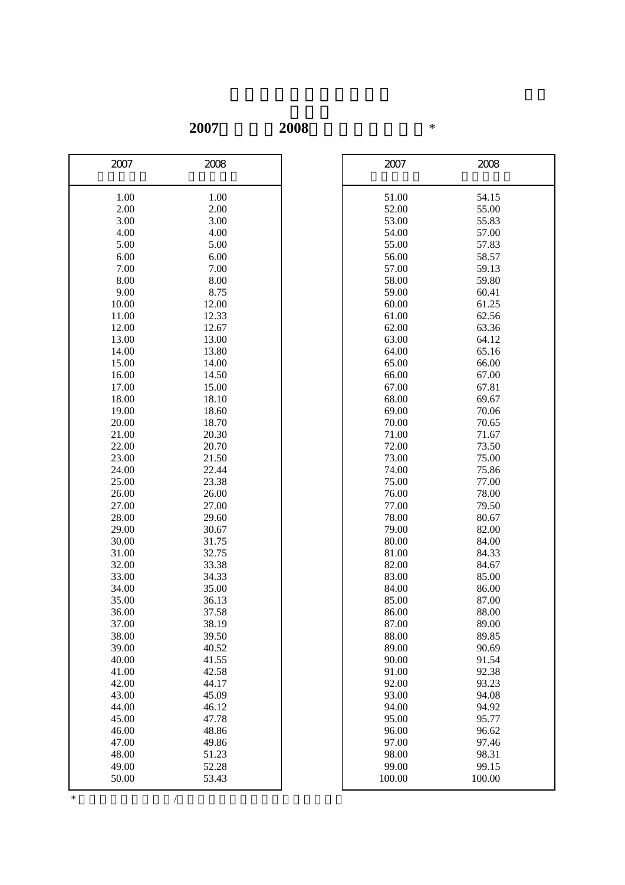# 2007 2008 *

| 2007 | 2008 |
|---|---|
| 1.00 | 1.00 |
| 2.00 | 2.00 |
| 3.00 | 3.00 |
| 4.00 | 4.00 |
| 5.00 | 5.00 |
| 6.00 | 6.00 |
| 7.00 | 7.00 |
| 8.00 | 8.00 |
| 9.00 | 8.75 |
| 10.00 | 12.00 |
| 11.00 | 12.33 |
| 12.00 | 12.67 |
| 13.00 | 13.00 |
| 14.00 | 13.80 |
| 15.00 | 14.00 |
| 16.00 | 14.50 |
| 17.00 | 15.00 |
| 18.00 | 18.10 |
| 19.00 | 18.60 |
| 20.00 | 18.70 |
| 21.00 | 20.30 |
| 22.00 | 20.70 |
| 23.00 | 21.50 |
| 24.00 | 22.44 |
| 25.00 | 23.38 |
| 26.00 | 26.00 |
| 27.00 | 27.00 |
| 28.00 | 29.60 |
| 29.00 | 30.67 |
| 30.00 | 31.75 |
| 31.00 | 32.75 |
| 32.00 | 33.38 |
| 33.00 | 34.33 |
| 34.00 | 35.00 |
| 35.00 | 36.13 |
| 36.00 | 37.58 |
| 37.00 | 38.19 |
| 38.00 | 39.50 |
| 39.00 | 40.52 |
| 40.00 | 41.55 |
| 41.00 | 42.58 |
| 42.00 | 44.17 |
| 43.00 | 45.09 |
| 44.00 | 46.12 |
| 45.00 | 47.78 |
| 46.00 | 48.86 |
| 47.00 | 49.86 |
| 48.00 | 51.23 |
| 49.00 | 52.28 |
| 50.00 | 53.43 |
| 51.00 | 54.15 |
| 52.00 | 55.00 |
| 53.00 | 55.83 |
| 54.00 | 57.00 |
| 55.00 | 57.83 |
| 56.00 | 58.57 |
| 57.00 | 59.13 |
| 58.00 | 59.80 |
| 59.00 | 60.41 |
| 60.00 | 61.25 |
| 61.00 | 62.56 |
| 62.00 | 63.36 |
| 63.00 | 64.12 |
| 64.00 | 65.16 |
| 65.00 | 66.00 |
| 66.00 | 67.00 |
| 67.00 | 67.81 |
| 68.00 | 69.67 |
| 69.00 | 70.06 |
| 70.00 | 70.65 |
| 71.00 | 71.67 |
| 72.00 | 73.50 |
| 73.00 | 75.00 |
| 74.00 | 75.86 |
| 75.00 | 77.00 |
| 76.00 | 78.00 |
| 77.00 | 79.50 |
| 78.00 | 80.67 |
| 79.00 | 82.00 |
| 80.00 | 84.00 |
| 81.00 | 84.33 |
| 82.00 | 84.67 |
| 83.00 | 85.00 |
| 84.00 | 86.00 |
| 85.00 | 87.00 |
| 86.00 | 88.00 |
| 87.00 | 89.00 |
| 88.00 | 89.85 |
| 89.00 | 90.69 |
| 90.00 | 91.54 |
| 91.00 | 92.38 |
| 92.00 | 93.23 |
| 93.00 | 94.08 |
| 94.00 | 94.92 |
| 95.00 | 95.77 |
| 96.00 | 96.62 |
| 97.00 | 97.46 |
| 98.00 | 98.31 |
| 99.00 | 99.15 |
| 100.00 | 100.00 |

* /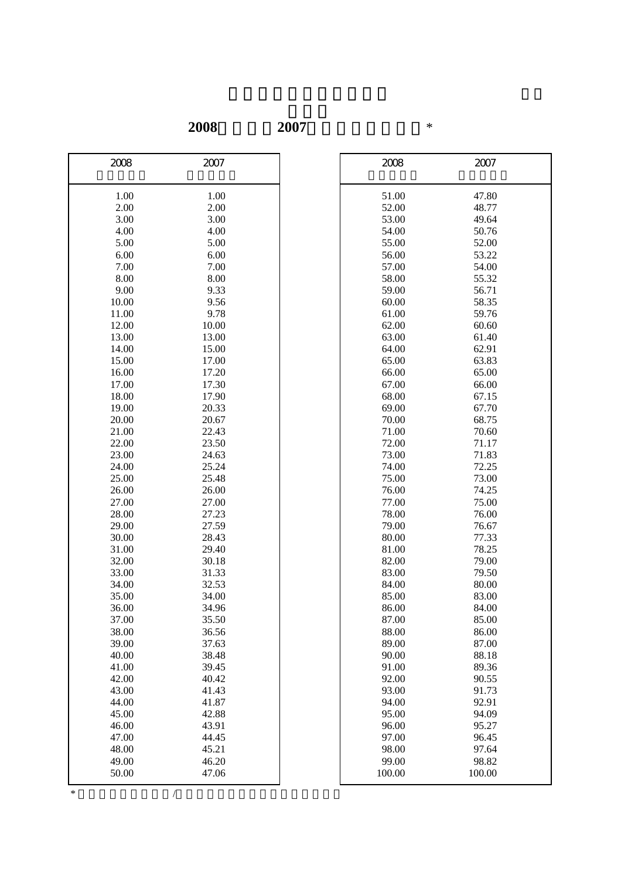**2008 2007 \***

| 2008 | 2007 |
|---|---|
| 1.00 | 1.00 |
| 2.00 | 2.00 |
| 3.00 | 3.00 |
| 4.00 | 4.00 |
| 5.00 | 5.00 |
| 6.00 | 6.00 |
| 7.00 | 7.00 |
| 8.00 | 8.00 |
| 9.00 | 9.33 |
| 10.00 | 9.56 |
| 11.00 | 9.78 |
| 12.00 | 10.00 |
| 13.00 | 13.00 |
| 14.00 | 15.00 |
| 15.00 | 17.00 |
| 16.00 | 17.20 |
| 17.00 | 17.30 |
| 18.00 | 17.90 |
| 19.00 | 20.33 |
| 20.00 | 20.67 |
| 21.00 | 22.43 |
| 22.00 | 23.50 |
| 23.00 | 24.63 |
| 24.00 | 25.24 |
| 25.00 | 25.48 |
| 26.00 | 26.00 |
| 27.00 | 27.00 |
| 28.00 | 27.23 |
| 29.00 | 27.59 |
| 30.00 | 28.43 |
| 31.00 | 29.40 |
| 32.00 | 30.18 |
| 33.00 | 31.33 |
| 34.00 | 32.53 |
| 35.00 | 34.00 |
| 36.00 | 34.96 |
| 37.00 | 35.50 |
| 38.00 | 36.56 |
| 39.00 | 37.63 |
| 40.00 | 38.48 |
| 41.00 | 39.45 |
| 42.00 | 40.42 |
| 43.00 | 41.43 |
| 44.00 | 41.87 |
| 45.00 | 42.88 |
| 46.00 | 43.91 |
| 47.00 | 44.45 |
| 48.00 | 45.21 |
| 49.00 | 46.20 |
| 50.00 | 47.06 |

| 2008 | 2007 |
|---|---|
| 51.00 | 47.80 |
| 52.00 | 48.77 |
| 53.00 | 49.64 |
| 54.00 | 50.76 |
| 55.00 | 52.00 |
| 56.00 | 53.22 |
| 57.00 | 54.00 |
| 58.00 | 55.32 |
| 59.00 | 56.71 |
| 60.00 | 58.35 |
| 61.00 | 59.76 |
| 62.00 | 60.60 |
| 63.00 | 61.40 |
| 64.00 | 62.91 |
| 65.00 | 63.83 |
| 66.00 | 65.00 |
| 67.00 | 66.00 |
| 68.00 | 67.15 |
| 69.00 | 67.70 |
| 70.00 | 68.75 |
| 71.00 | 70.60 |
| 72.00 | 71.17 |
| 73.00 | 71.83 |
| 74.00 | 72.25 |
| 75.00 | 73.00 |
| 76.00 | 74.25 |
| 77.00 | 75.00 |
| 78.00 | 76.00 |
| 79.00 | 76.67 |
| 80.00 | 77.33 |
| 81.00 | 78.25 |
| 82.00 | 79.00 |
| 83.00 | 79.50 |
| 84.00 | 80.00 |
| 85.00 | 83.00 |
| 86.00 | 84.00 |
| 87.00 | 85.00 |
| 88.00 | 86.00 |
| 89.00 | 87.00 |
| 90.00 | 88.18 |
| 91.00 | 89.36 |
| 92.00 | 90.55 |
| 93.00 | 91.73 |
| 94.00 | 92.91 |
| 95.00 | 94.09 |
| 96.00 | 95.27 |
| 97.00 | 96.45 |
| 98.00 | 97.64 |
| 99.00 | 98.82 |
| 100.00 | 100.00 |

\* /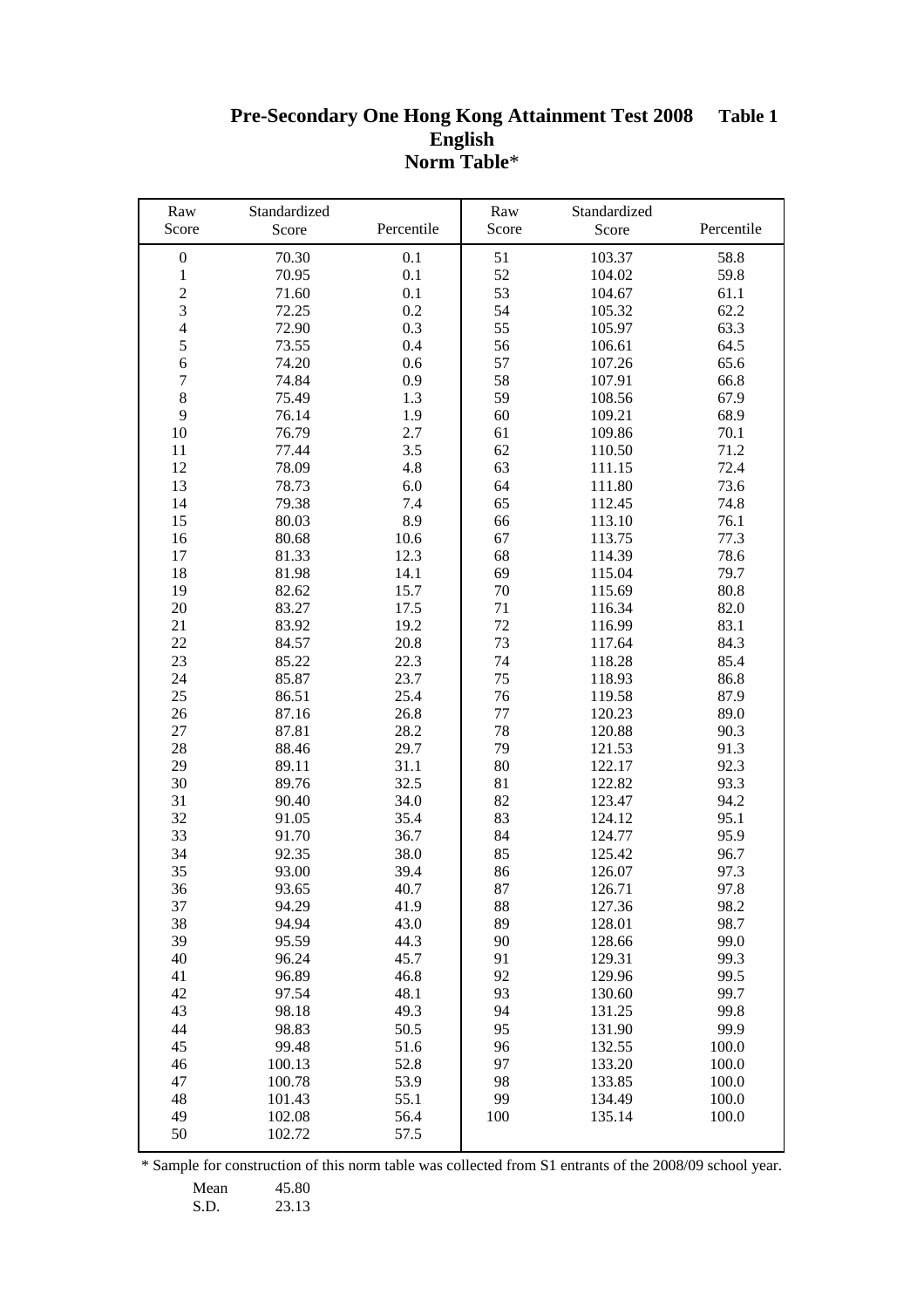# Pre-Secondary One Hong Kong Attainment Test 2008 Table 1

## English

## Norm Table*

| Raw Score | Standardized Score | Percentile | Raw Score | Standardized Score | Percentile |
|---|---|---|---|---|---|
| 0 | 70.30 | 0.1 | 51 | 103.37 | 58.8 |
| 1 | 70.95 | 0.1 | 52 | 104.02 | 59.8 |
| 2 | 71.60 | 0.1 | 53 | 104.67 | 61.1 |
| 3 | 72.25 | 0.2 | 54 | 105.32 | 62.2 |
| 4 | 72.90 | 0.3 | 55 | 105.97 | 63.3 |
| 5 | 73.55 | 0.4 | 56 | 106.61 | 64.5 |
| 6 | 74.20 | 0.6 | 57 | 107.26 | 65.6 |
| 7 | 74.84 | 0.9 | 58 | 107.91 | 66.8 |
| 8 | 75.49 | 1.3 | 59 | 108.56 | 67.9 |
| 9 | 76.14 | 1.9 | 60 | 109.21 | 68.9 |
| 10 | 76.79 | 2.7 | 61 | 109.86 | 70.1 |
| 11 | 77.44 | 3.5 | 62 | 110.50 | 71.2 |
| 12 | 78.09 | 4.8 | 63 | 111.15 | 72.4 |
| 13 | 78.73 | 6.0 | 64 | 111.80 | 73.6 |
| 14 | 79.38 | 7.4 | 65 | 112.45 | 74.8 |
| 15 | 80.03 | 8.9 | 66 | 113.10 | 76.1 |
| 16 | 80.68 | 10.6 | 67 | 113.75 | 77.3 |
| 17 | 81.33 | 12.3 | 68 | 114.39 | 78.6 |
| 18 | 81.98 | 14.1 | 69 | 115.04 | 79.7 |
| 19 | 82.62 | 15.7 | 70 | 115.69 | 80.8 |
| 20 | 83.27 | 17.5 | 71 | 116.34 | 82.0 |
| 21 | 83.92 | 19.2 | 72 | 116.99 | 83.1 |
| 22 | 84.57 | 20.8 | 73 | 117.64 | 84.3 |
| 23 | 85.22 | 22.3 | 74 | 118.28 | 85.4 |
| 24 | 85.87 | 23.7 | 75 | 118.93 | 86.8 |
| 25 | 86.51 | 25.4 | 76 | 119.58 | 87.9 |
| 26 | 87.16 | 26.8 | 77 | 120.23 | 89.0 |
| 27 | 87.81 | 28.2 | 78 | 120.88 | 90.3 |
| 28 | 88.46 | 29.7 | 79 | 121.53 | 91.3 |
| 29 | 89.11 | 31.1 | 80 | 122.17 | 92.3 |
| 30 | 89.76 | 32.5 | 81 | 122.82 | 93.3 |
| 31 | 90.40 | 34.0 | 82 | 123.47 | 94.2 |
| 32 | 91.05 | 35.4 | 83 | 124.12 | 95.1 |
| 33 | 91.70 | 36.7 | 84 | 124.77 | 95.9 |
| 34 | 92.35 | 38.0 | 85 | 125.42 | 96.7 |
| 35 | 93.00 | 39.4 | 86 | 126.07 | 97.3 |
| 36 | 93.65 | 40.7 | 87 | 126.71 | 97.8 |
| 37 | 94.29 | 41.9 | 88 | 127.36 | 98.2 |
| 38 | 94.94 | 43.0 | 89 | 128.01 | 98.7 |
| 39 | 95.59 | 44.3 | 90 | 128.66 | 99.0 |
| 40 | 96.24 | 45.7 | 91 | 129.31 | 99.3 |
| 41 | 96.89 | 46.8 | 92 | 129.96 | 99.5 |
| 42 | 97.54 | 48.1 | 93 | 130.60 | 99.7 |
| 43 | 98.18 | 49.3 | 94 | 131.25 | 99.8 |
| 44 | 98.83 | 50.5 | 95 | 131.90 | 99.9 |
| 45 | 99.48 | 51.6 | 96 | 132.55 | 100.0 |
| 46 | 100.13 | 52.8 | 97 | 133.20 | 100.0 |
| 47 | 100.78 | 53.9 | 98 | 133.85 | 100.0 |
| 48 | 101.43 | 55.1 | 99 | 134.49 | 100.0 |
| 49 | 102.08 | 56.4 | 100 | 135.14 | 100.0 |
| 50 | 102.72 | 57.5 | | | |

* Sample for construction of this norm table was collected from S1 entrants of the 2008/09 school year.

| | |
|---|---|
| Mean | 45.80 |
| S.D. | 23.13 |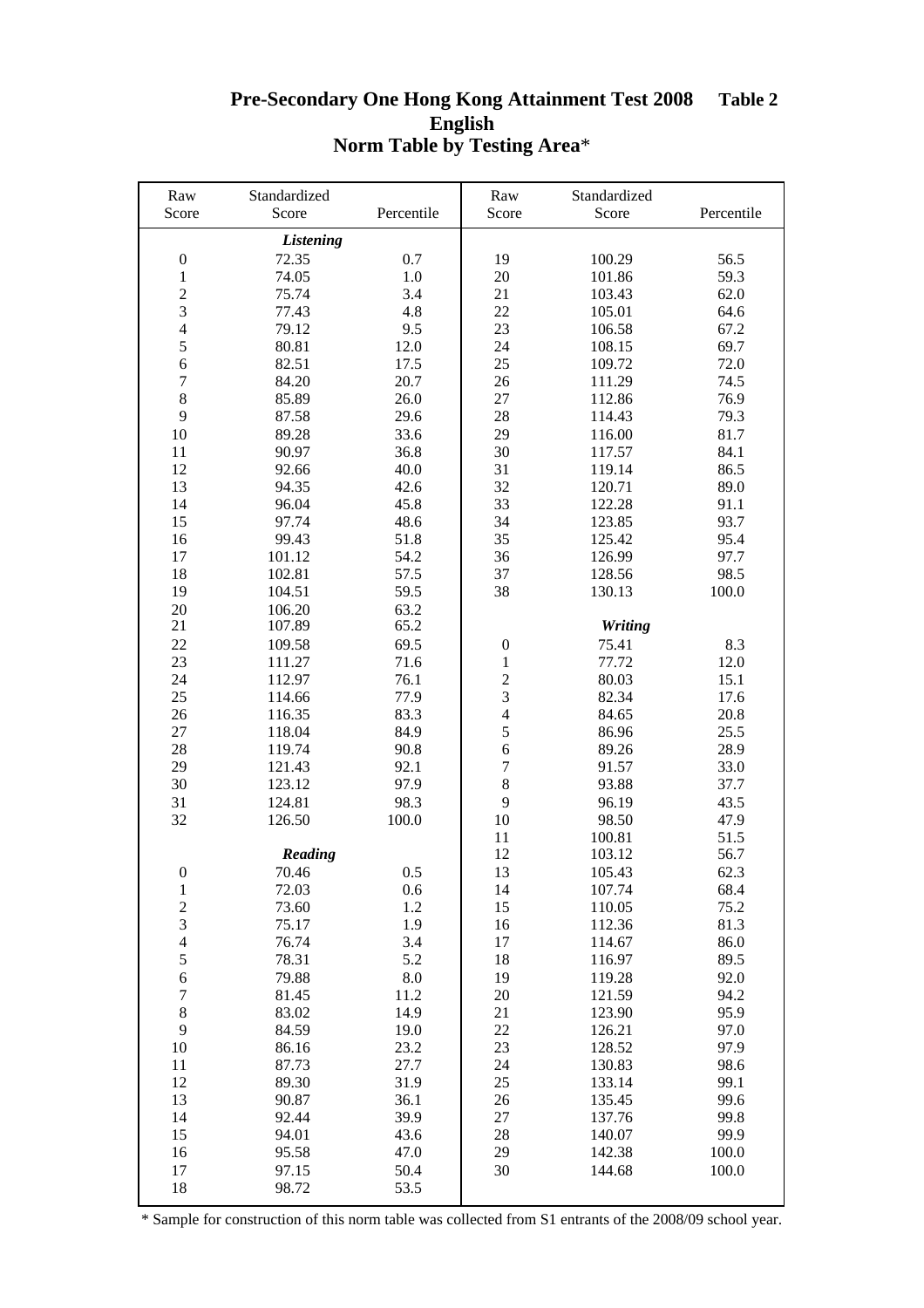# Pre-Secondary One Hong Kong Attainment Test 2008 Table 2

## English

## Norm Table by Testing Area*

| Raw Score | Standardized Score | Percentile | Raw Score | Standardized Score | Percentile |
|---|---|---|---|---|---|
| | ***Listening*** | | | | |
| 0 | 72.35 | 0.7 | 19 | 100.29 | 56.5 |
| 1 | 74.05 | 1.0 | 20 | 101.86 | 59.3 |
| 2 | 75.74 | 3.4 | 21 | 103.43 | 62.0 |
| 3 | 77.43 | 4.8 | 22 | 105.01 | 64.6 |
| 4 | 79.12 | 9.5 | 23 | 106.58 | 67.2 |
| 5 | 80.81 | 12.0 | 24 | 108.15 | 69.7 |
| 6 | 82.51 | 17.5 | 25 | 109.72 | 72.0 |
| 7 | 84.20 | 20.7 | 26 | 111.29 | 74.5 |
| 8 | 85.89 | 26.0 | 27 | 112.86 | 76.9 |
| 9 | 87.58 | 29.6 | 28 | 114.43 | 79.3 |
| 10 | 89.28 | 33.6 | 29 | 116.00 | 81.7 |
| 11 | 90.97 | 36.8 | 30 | 117.57 | 84.1 |
| 12 | 92.66 | 40.0 | 31 | 119.14 | 86.5 |
| 13 | 94.35 | 42.6 | 32 | 120.71 | 89.0 |
| 14 | 96.04 | 45.8 | 33 | 122.28 | 91.1 |
| 15 | 97.74 | 48.6 | 34 | 123.85 | 93.7 |
| 16 | 99.43 | 51.8 | 35 | 125.42 | 95.4 |
| 17 | 101.12 | 54.2 | 36 | 126.99 | 97.7 |
| 18 | 102.81 | 57.5 | 37 | 128.56 | 98.5 |
| 19 | 104.51 | 59.5 | 38 | 130.13 | 100.0 |
| 20 | 106.20 | 63.2 | | | |
| 21 | 107.89 | 65.2 | | ***Writing*** | |
| 22 | 109.58 | 69.5 | 0 | 75.41 | 8.3 |
| 23 | 111.27 | 71.6 | 1 | 77.72 | 12.0 |
| 24 | 112.97 | 76.1 | 2 | 80.03 | 15.1 |
| 25 | 114.66 | 77.9 | 3 | 82.34 | 17.6 |
| 26 | 116.35 | 83.3 | 4 | 84.65 | 20.8 |
| 27 | 118.04 | 84.9 | 5 | 86.96 | 25.5 |
| 28 | 119.74 | 90.8 | 6 | 89.26 | 28.9 |
| 29 | 121.43 | 92.1 | 7 | 91.57 | 33.0 |
| 30 | 123.12 | 97.9 | 8 | 93.88 | 37.7 |
| 31 | 124.81 | 98.3 | 9 | 96.19 | 43.5 |
| 32 | 126.50 | 100.0 | 10 | 98.50 | 47.9 |
| | | | 11 | 100.81 | 51.5 |
| | ***Reading*** | | 12 | 103.12 | 56.7 |
| 0 | 70.46 | 0.5 | 13 | 105.43 | 62.3 |
| 1 | 72.03 | 0.6 | 14 | 107.74 | 68.4 |
| 2 | 73.60 | 1.2 | 15 | 110.05 | 75.2 |
| 3 | 75.17 | 1.9 | 16 | 112.36 | 81.3 |
| 4 | 76.74 | 3.4 | 17 | 114.67 | 86.0 |
| 5 | 78.31 | 5.2 | 18 | 116.97 | 89.5 |
| 6 | 79.88 | 8.0 | 19 | 119.28 | 92.0 |
| 7 | 81.45 | 11.2 | 20 | 121.59 | 94.2 |
| 8 | 83.02 | 14.9 | 21 | 123.90 | 95.9 |
| 9 | 84.59 | 19.0 | 22 | 126.21 | 97.0 |
| 10 | 86.16 | 23.2 | 23 | 128.52 | 97.9 |
| 11 | 87.73 | 27.7 | 24 | 130.83 | 98.6 |
| 12 | 89.30 | 31.9 | 25 | 133.14 | 99.1 |
| 13 | 90.87 | 36.1 | 26 | 135.45 | 99.6 |
| 14 | 92.44 | 39.9 | 27 | 137.76 | 99.8 |
| 15 | 94.01 | 43.6 | 28 | 140.07 | 99.9 |
| 16 | 95.58 | 47.0 | 29 | 142.38 | 100.0 |
| 17 | 97.15 | 50.4 | 30 | 144.68 | 100.0 |
| 18 | 98.72 | 53.5 | | | |

* Sample for construction of this norm table was collected from S1 entrants of the 2008/09 school year.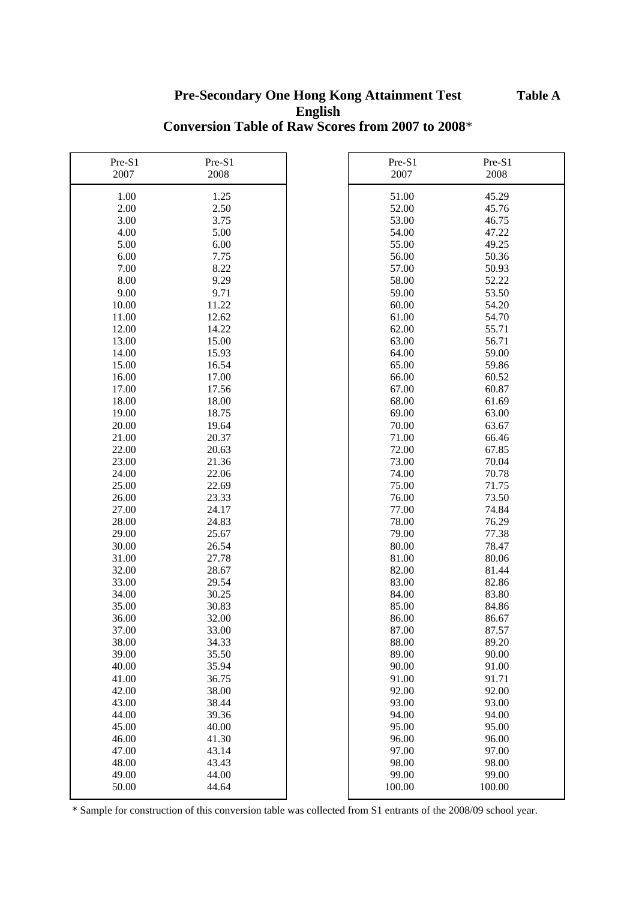**Table A**

# Pre-Secondary One Hong Kong Attainment Test
## English
## Conversion Table of Raw Scores from 2007 to 2008*

| Pre-S1 2007 | Pre-S1 2008 |
|---|---|
| 1.00 | 1.25 |
| 2.00 | 2.50 |
| 3.00 | 3.75 |
| 4.00 | 5.00 |
| 5.00 | 6.00 |
| 6.00 | 7.75 |
| 7.00 | 8.22 |
| 8.00 | 9.29 |
| 9.00 | 9.71 |
| 10.00 | 11.22 |
| 11.00 | 12.62 |
| 12.00 | 14.22 |
| 13.00 | 15.00 |
| 14.00 | 15.93 |
| 15.00 | 16.54 |
| 16.00 | 17.00 |
| 17.00 | 17.56 |
| 18.00 | 18.00 |
| 19.00 | 18.75 |
| 20.00 | 19.64 |
| 21.00 | 20.37 |
| 22.00 | 20.63 |
| 23.00 | 21.36 |
| 24.00 | 22.06 |
| 25.00 | 22.69 |
| 26.00 | 23.33 |
| 27.00 | 24.17 |
| 28.00 | 24.83 |
| 29.00 | 25.67 |
| 30.00 | 26.54 |
| 31.00 | 27.78 |
| 32.00 | 28.67 |
| 33.00 | 29.54 |
| 34.00 | 30.25 |
| 35.00 | 30.83 |
| 36.00 | 32.00 |
| 37.00 | 33.00 |
| 38.00 | 34.33 |
| 39.00 | 35.50 |
| 40.00 | 35.94 |
| 41.00 | 36.75 |
| 42.00 | 38.00 |
| 43.00 | 38.44 |
| 44.00 | 39.36 |
| 45.00 | 40.00 |
| 46.00 | 41.30 |
| 47.00 | 43.14 |
| 48.00 | 43.43 |
| 49.00 | 44.00 |
| 50.00 | 44.64 |
| 51.00 | 45.29 |
| 52.00 | 45.76 |
| 53.00 | 46.75 |
| 54.00 | 47.22 |
| 55.00 | 49.25 |
| 56.00 | 50.36 |
| 57.00 | 50.93 |
| 58.00 | 52.22 |
| 59.00 | 53.50 |
| 60.00 | 54.20 |
| 61.00 | 54.70 |
| 62.00 | 55.71 |
| 63.00 | 56.71 |
| 64.00 | 59.00 |
| 65.00 | 59.86 |
| 66.00 | 60.52 |
| 67.00 | 60.87 |
| 68.00 | 61.69 |
| 69.00 | 63.00 |
| 70.00 | 63.67 |
| 71.00 | 66.46 |
| 72.00 | 67.85 |
| 73.00 | 70.04 |
| 74.00 | 70.78 |
| 75.00 | 71.75 |
| 76.00 | 73.50 |
| 77.00 | 74.84 |
| 78.00 | 76.29 |
| 79.00 | 77.38 |
| 80.00 | 78.47 |
| 81.00 | 80.06 |
| 82.00 | 81.44 |
| 83.00 | 82.86 |
| 84.00 | 83.80 |
| 85.00 | 84.86 |
| 86.00 | 86.67 |
| 87.00 | 87.57 |
| 88.00 | 89.20 |
| 89.00 | 90.00 |
| 90.00 | 91.00 |
| 91.00 | 91.71 |
| 92.00 | 92.00 |
| 93.00 | 93.00 |
| 94.00 | 94.00 |
| 95.00 | 95.00 |
| 96.00 | 96.00 |
| 97.00 | 97.00 |
| 98.00 | 98.00 |
| 99.00 | 99.00 |
| 100.00 | 100.00 |

* Sample for construction of this conversion table was collected from S1 entrants of the 2008/09 school year.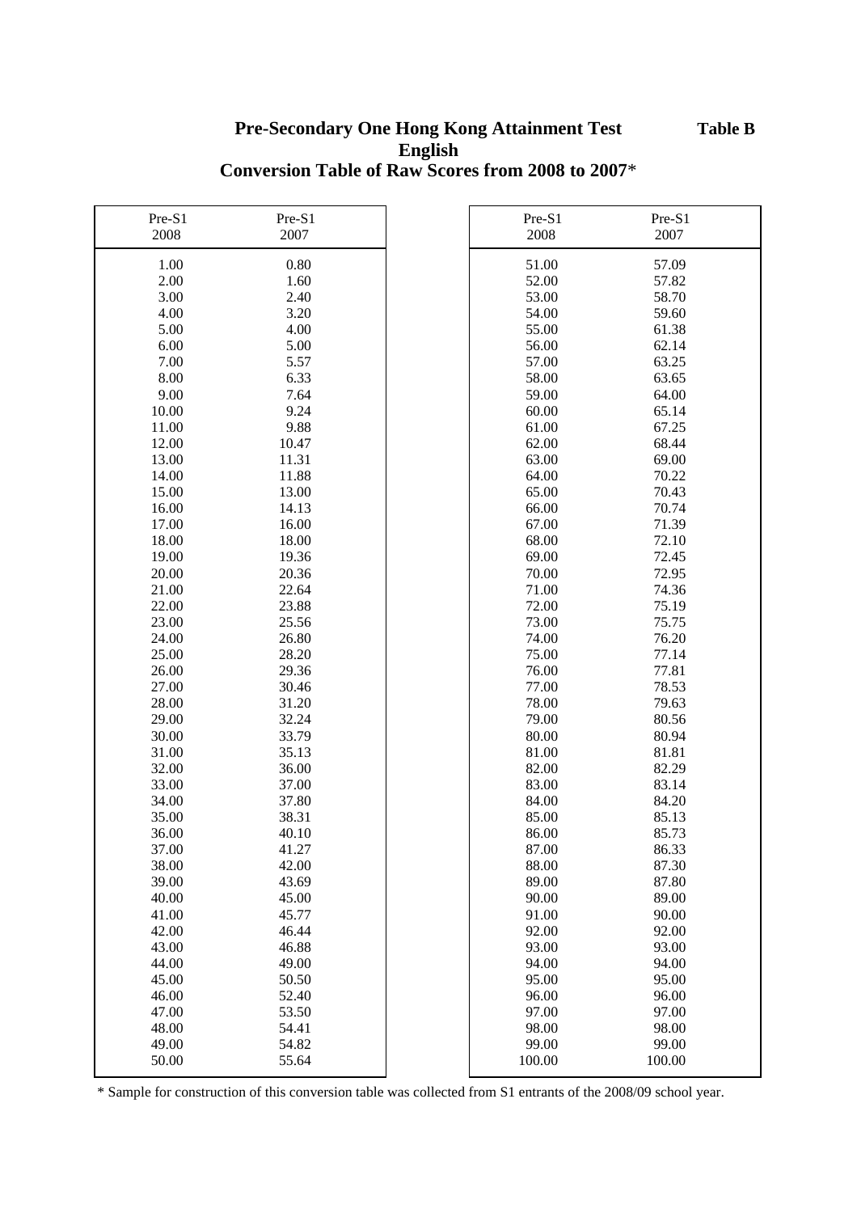**Table B**

# Pre-Secondary One Hong Kong Attainment Test
## English
## Conversion Table of Raw Scores from 2008 to 2007*

| Pre-S1 2008 | Pre-S1 2007 | Pre-S1 2008 | Pre-S1 2007 |
|---|---|---|---|
| 1.00 | 0.80 | 51.00 | 57.09 |
| 2.00 | 1.60 | 52.00 | 57.82 |
| 3.00 | 2.40 | 53.00 | 58.70 |
| 4.00 | 3.20 | 54.00 | 59.60 |
| 5.00 | 4.00 | 55.00 | 61.38 |
| 6.00 | 5.00 | 56.00 | 62.14 |
| 7.00 | 5.57 | 57.00 | 63.25 |
| 8.00 | 6.33 | 58.00 | 63.65 |
| 9.00 | 7.64 | 59.00 | 64.00 |
| 10.00 | 9.24 | 60.00 | 65.14 |
| 11.00 | 9.88 | 61.00 | 67.25 |
| 12.00 | 10.47 | 62.00 | 68.44 |
| 13.00 | 11.31 | 63.00 | 69.00 |
| 14.00 | 11.88 | 64.00 | 70.22 |
| 15.00 | 13.00 | 65.00 | 70.43 |
| 16.00 | 14.13 | 66.00 | 70.74 |
| 17.00 | 16.00 | 67.00 | 71.39 |
| 18.00 | 18.00 | 68.00 | 72.10 |
| 19.00 | 19.36 | 69.00 | 72.45 |
| 20.00 | 20.36 | 70.00 | 72.95 |
| 21.00 | 22.64 | 71.00 | 74.36 |
| 22.00 | 23.88 | 72.00 | 75.19 |
| 23.00 | 25.56 | 73.00 | 75.75 |
| 24.00 | 26.80 | 74.00 | 76.20 |
| 25.00 | 28.20 | 75.00 | 77.14 |
| 26.00 | 29.36 | 76.00 | 77.81 |
| 27.00 | 30.46 | 77.00 | 78.53 |
| 28.00 | 31.20 | 78.00 | 79.63 |
| 29.00 | 32.24 | 79.00 | 80.56 |
| 30.00 | 33.79 | 80.00 | 80.94 |
| 31.00 | 35.13 | 81.00 | 81.81 |
| 32.00 | 36.00 | 82.00 | 82.29 |
| 33.00 | 37.00 | 83.00 | 83.14 |
| 34.00 | 37.80 | 84.00 | 84.20 |
| 35.00 | 38.31 | 85.00 | 85.13 |
| 36.00 | 40.10 | 86.00 | 85.73 |
| 37.00 | 41.27 | 87.00 | 86.33 |
| 38.00 | 42.00 | 88.00 | 87.30 |
| 39.00 | 43.69 | 89.00 | 87.80 |
| 40.00 | 45.00 | 90.00 | 89.00 |
| 41.00 | 45.77 | 91.00 | 90.00 |
| 42.00 | 46.44 | 92.00 | 92.00 |
| 43.00 | 46.88 | 93.00 | 93.00 |
| 44.00 | 49.00 | 94.00 | 94.00 |
| 45.00 | 50.50 | 95.00 | 95.00 |
| 46.00 | 52.40 | 96.00 | 96.00 |
| 47.00 | 53.50 | 97.00 | 97.00 |
| 48.00 | 54.41 | 98.00 | 98.00 |
| 49.00 | 54.82 | 99.00 | 99.00 |
| 50.00 | 55.64 | 100.00 | 100.00 |

* Sample for construction of this conversion table was collected from S1 entrants of the 2008/09 school year.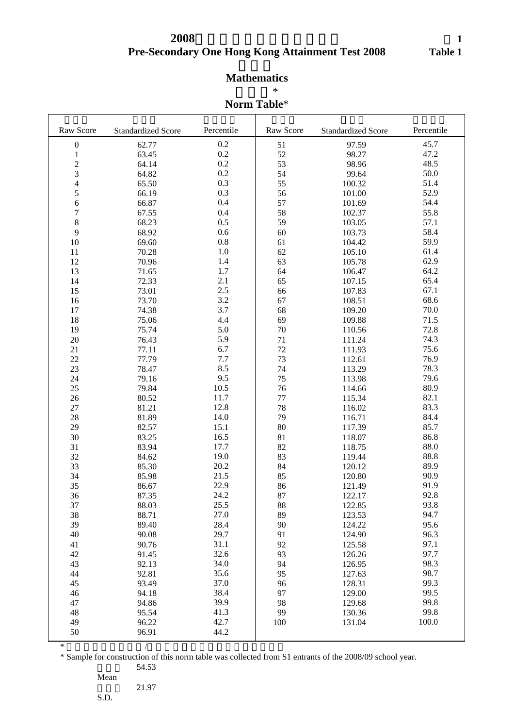# 2008 Pre-Secondary One Hong Kong Attainment Test 2008

Table 1

## Mathematics

## Norm Table*

| Raw Score | Standardized Score | Percentile | Raw Score | Standardized Score | Percentile |
|---|---|---|---|---|---|
| 0 | 62.77 | 0.2 | 51 | 97.59 | 45.7 |
| 1 | 63.45 | 0.2 | 52 | 98.27 | 47.2 |
| 2 | 64.14 | 0.2 | 53 | 98.96 | 48.5 |
| 3 | 64.82 | 0.2 | 54 | 99.64 | 50.0 |
| 4 | 65.50 | 0.3 | 55 | 100.32 | 51.4 |
| 5 | 66.19 | 0.3 | 56 | 101.00 | 52.9 |
| 6 | 66.87 | 0.4 | 57 | 101.69 | 54.4 |
| 7 | 67.55 | 0.4 | 58 | 102.37 | 55.8 |
| 8 | 68.23 | 0.5 | 59 | 103.05 | 57.1 |
| 9 | 68.92 | 0.6 | 60 | 103.73 | 58.4 |
| 10 | 69.60 | 0.8 | 61 | 104.42 | 59.9 |
| 11 | 70.28 | 1.0 | 62 | 105.10 | 61.4 |
| 12 | 70.96 | 1.4 | 63 | 105.78 | 62.9 |
| 13 | 71.65 | 1.7 | 64 | 106.47 | 64.2 |
| 14 | 72.33 | 2.1 | 65 | 107.15 | 65.4 |
| 15 | 73.01 | 2.5 | 66 | 107.83 | 67.1 |
| 16 | 73.70 | 3.2 | 67 | 108.51 | 68.6 |
| 17 | 74.38 | 3.7 | 68 | 109.20 | 70.0 |
| 18 | 75.06 | 4.4 | 69 | 109.88 | 71.5 |
| 19 | 75.74 | 5.0 | 70 | 110.56 | 72.8 |
| 20 | 76.43 | 5.9 | 71 | 111.24 | 74.3 |
| 21 | 77.11 | 6.7 | 72 | 111.93 | 75.6 |
| 22 | 77.79 | 7.7 | 73 | 112.61 | 76.9 |
| 23 | 78.47 | 8.5 | 74 | 113.29 | 78.3 |
| 24 | 79.16 | 9.5 | 75 | 113.98 | 79.6 |
| 25 | 79.84 | 10.5 | 76 | 114.66 | 80.9 |
| 26 | 80.52 | 11.7 | 77 | 115.34 | 82.1 |
| 27 | 81.21 | 12.8 | 78 | 116.02 | 83.3 |
| 28 | 81.89 | 14.0 | 79 | 116.71 | 84.4 |
| 29 | 82.57 | 15.1 | 80 | 117.39 | 85.7 |
| 30 | 83.25 | 16.5 | 81 | 118.07 | 86.8 |
| 31 | 83.94 | 17.7 | 82 | 118.75 | 88.0 |
| 32 | 84.62 | 19.0 | 83 | 119.44 | 88.8 |
| 33 | 85.30 | 20.2 | 84 | 120.12 | 89.9 |
| 34 | 85.98 | 21.5 | 85 | 120.80 | 90.9 |
| 35 | 86.67 | 22.9 | 86 | 121.49 | 91.9 |
| 36 | 87.35 | 24.2 | 87 | 122.17 | 92.8 |
| 37 | 88.03 | 25.5 | 88 | 122.85 | 93.8 |
| 38 | 88.71 | 27.0 | 89 | 123.53 | 94.7 |
| 39 | 89.40 | 28.4 | 90 | 124.22 | 95.6 |
| 40 | 90.08 | 29.7 | 91 | 124.90 | 96.3 |
| 41 | 90.76 | 31.1 | 92 | 125.58 | 97.1 |
| 42 | 91.45 | 32.6 | 93 | 126.26 | 97.7 |
| 43 | 92.13 | 34.0 | 94 | 126.95 | 98.3 |
| 44 | 92.81 | 35.6 | 95 | 127.63 | 98.7 |
| 45 | 93.49 | 37.0 | 96 | 128.31 | 99.3 |
| 46 | 94.18 | 38.4 | 97 | 129.00 | 99.5 |
| 47 | 94.86 | 39.9 | 98 | 129.68 | 99.8 |
| 48 | 95.54 | 41.3 | 99 | 130.36 | 99.8 |
| 49 | 96.22 | 42.7 | 100 | 131.04 | 100.0 |
| 50 | 96.91 | 44.2 | | | |

\* Sample for construction of this norm table was collected from S1 entrants of the 2008/09 school year.

Mean 54.53

S.D. 21.97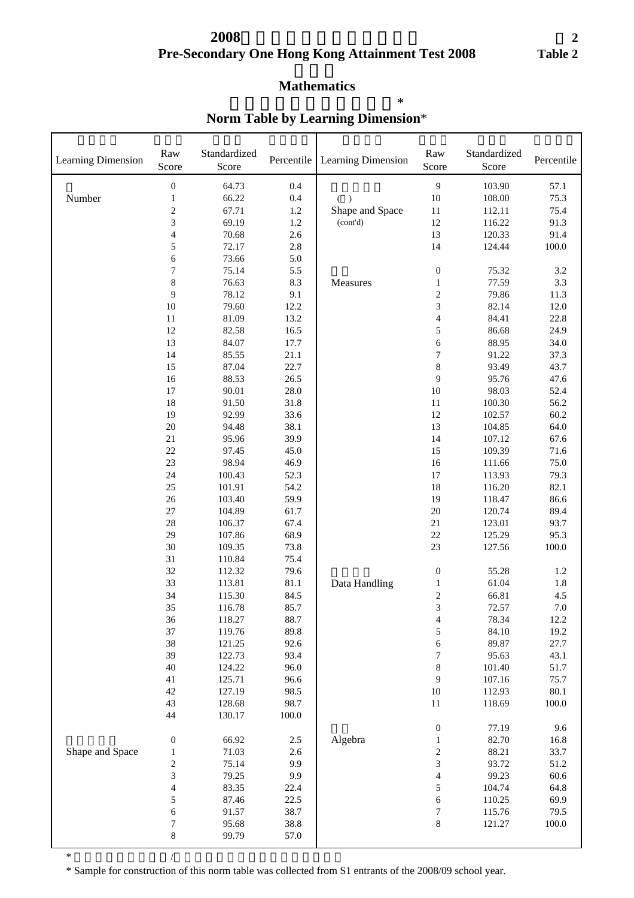# 2008 Pre-Secondary One Hong Kong Attainment Test 2008

Table 2

## Mathematics

## Norm Table by Learning Dimension*

| Learning Dimension | Raw Score | Standardized Score | Percentile | Learning Dimension | Raw Score | Standardized Score | Percentile |
|---|---|---|---|---|---|---|---|
| Number | 0 | 64.73 | 0.4 | Shape and Space (cont'd) | 9 | 103.90 | 57.1 |
| | 1 | 66.22 | 0.4 | | 10 | 108.00 | 75.3 |
| | 2 | 67.71 | 1.2 | | 11 | 112.11 | 75.4 |
| | 3 | 69.19 | 1.2 | | 12 | 116.22 | 91.3 |
| | 4 | 70.68 | 2.6 | | 13 | 120.33 | 91.4 |
| | 5 | 72.17 | 2.8 | | 14 | 124.44 | 100.0 |
| | 6 | 73.66 | 5.0 | | | | |
| | 7 | 75.14 | 5.5 | Measures | 0 | 75.32 | 3.2 |
| | 8 | 76.63 | 8.3 | | 1 | 77.59 | 3.3 |
| | 9 | 78.12 | 9.1 | | 2 | 79.86 | 11.3 |
| | 10 | 79.60 | 12.2 | | 3 | 82.14 | 12.0 |
| | 11 | 81.09 | 13.2 | | 4 | 84.41 | 22.8 |
| | 12 | 82.58 | 16.5 | | 5 | 86.68 | 24.9 |
| | 13 | 84.07 | 17.7 | | 6 | 88.95 | 34.0 |
| | 14 | 85.55 | 21.1 | | 7 | 91.22 | 37.3 |
| | 15 | 87.04 | 22.7 | | 8 | 93.49 | 43.7 |
| | 16 | 88.53 | 26.5 | | 9 | 95.76 | 47.6 |
| | 17 | 90.01 | 28.0 | | 10 | 98.03 | 52.4 |
| | 18 | 91.50 | 31.8 | | 11 | 100.30 | 56.2 |
| | 19 | 92.99 | 33.6 | | 12 | 102.57 | 60.2 |
| | 20 | 94.48 | 38.1 | | 13 | 104.85 | 64.0 |
| | 21 | 95.96 | 39.9 | | 14 | 107.12 | 67.6 |
| | 22 | 97.45 | 45.0 | | 15 | 109.39 | 71.6 |
| | 23 | 98.94 | 46.9 | | 16 | 111.66 | 75.0 |
| | 24 | 100.43 | 52.3 | | 17 | 113.93 | 79.3 |
| | 25 | 101.91 | 54.2 | | 18 | 116.20 | 82.1 |
| | 26 | 103.40 | 59.9 | | 19 | 118.47 | 86.6 |
| | 27 | 104.89 | 61.7 | | 20 | 120.74 | 89.4 |
| | 28 | 106.37 | 67.4 | | 21 | 123.01 | 93.7 |
| | 29 | 107.86 | 68.9 | | 22 | 125.29 | 95.3 |
| | 30 | 109.35 | 73.8 | | 23 | 127.56 | 100.0 |
| | 31 | 110.84 | 75.4 | | | | |
| | 32 | 112.32 | 79.6 | Data Handling | 0 | 55.28 | 1.2 |
| | 33 | 113.81 | 81.1 | | 1 | 61.04 | 1.8 |
| | 34 | 115.30 | 84.5 | | 2 | 66.81 | 4.5 |
| | 35 | 116.78 | 85.7 | | 3 | 72.57 | 7.0 |
| | 36 | 118.27 | 88.7 | | 4 | 78.34 | 12.2 |
| | 37 | 119.76 | 89.8 | | 5 | 84.10 | 19.2 |
| | 38 | 121.25 | 92.6 | | 6 | 89.87 | 27.7 |
| | 39 | 122.73 | 93.4 | | 7 | 95.63 | 43.1 |
| | 40 | 124.22 | 96.0 | | 8 | 101.40 | 51.7 |
| | 41 | 125.71 | 96.6 | | 9 | 107.16 | 75.7 |
| | 42 | 127.19 | 98.5 | | 10 | 112.93 | 80.1 |
| | 43 | 128.68 | 98.7 | | 11 | 118.69 | 100.0 |
| | 44 | 130.17 | 100.0 | | | | |
| | | | | Algebra | 0 | 77.19 | 9.6 |
| Shape and Space | 0 | 66.92 | 2.5 | | 1 | 82.70 | 16.8 |
| | 1 | 71.03 | 2.6 | | 2 | 88.21 | 33.7 |
| | 2 | 75.14 | 9.9 | | 3 | 93.72 | 51.2 |
| | 3 | 79.25 | 9.9 | | 4 | 99.23 | 60.6 |
| | 4 | 83.35 | 22.4 | | 5 | 104.74 | 64.8 |
| | 5 | 87.46 | 22.5 | | 6 | 110.25 | 69.9 |
| | 6 | 91.57 | 38.7 | | 7 | 115.76 | 79.5 |
| | 7 | 95.68 | 38.8 | | 8 | 121.27 | 100.0 |
| | 8 | 99.79 | 57.0 | | | | |

\* Sample for construction of this norm table was collected from S1 entrants of the 2008/09 school year.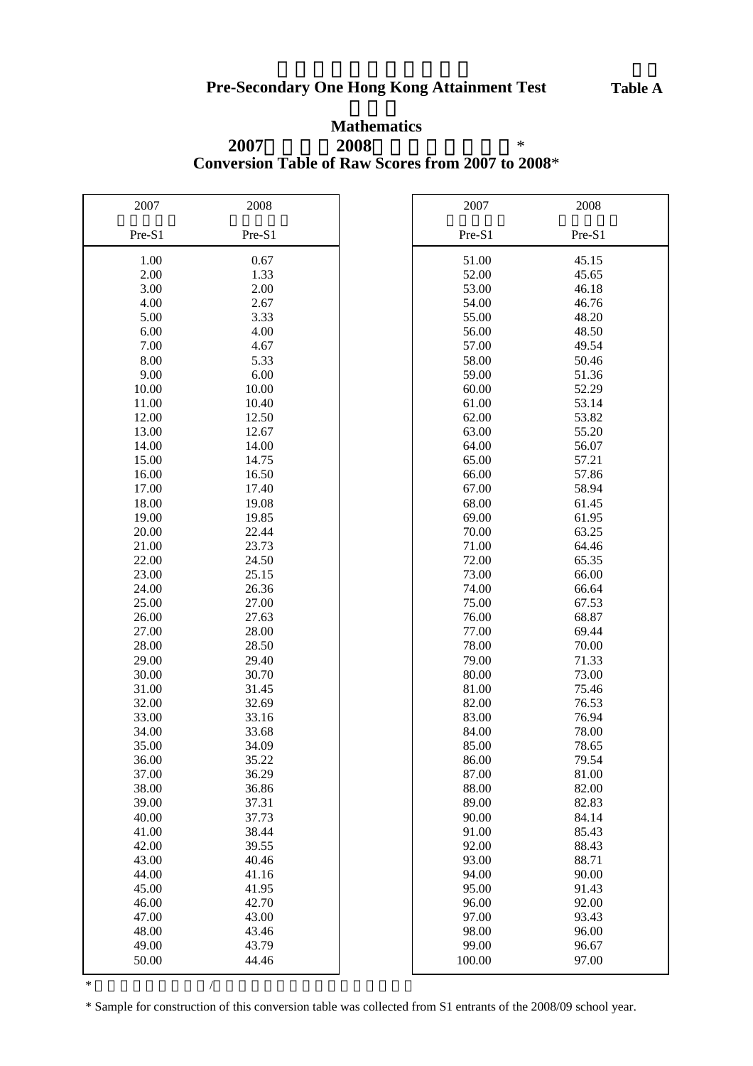# Pre-Secondary One Hong Kong Attainment Test

**Table A**

## Mathematics

### Conversion Table of Raw Scores from 2007 to 2008*

| 2007 Pre-S1 | 2008 Pre-S1 | 2007 Pre-S1 | 2008 Pre-S1 |
|---|---|---|---|
| 1.00 | 0.67 | 51.00 | 45.15 |
| 2.00 | 1.33 | 52.00 | 45.65 |
| 3.00 | 2.00 | 53.00 | 46.18 |
| 4.00 | 2.67 | 54.00 | 46.76 |
| 5.00 | 3.33 | 55.00 | 48.20 |
| 6.00 | 4.00 | 56.00 | 48.50 |
| 7.00 | 4.67 | 57.00 | 49.54 |
| 8.00 | 5.33 | 58.00 | 50.46 |
| 9.00 | 6.00 | 59.00 | 51.36 |
| 10.00 | 10.00 | 60.00 | 52.29 |
| 11.00 | 10.40 | 61.00 | 53.14 |
| 12.00 | 12.50 | 62.00 | 53.82 |
| 13.00 | 12.67 | 63.00 | 55.20 |
| 14.00 | 14.00 | 64.00 | 56.07 |
| 15.00 | 14.75 | 65.00 | 57.21 |
| 16.00 | 16.50 | 66.00 | 57.86 |
| 17.00 | 17.40 | 67.00 | 58.94 |
| 18.00 | 19.08 | 68.00 | 61.45 |
| 19.00 | 19.85 | 69.00 | 61.95 |
| 20.00 | 22.44 | 70.00 | 63.25 |
| 21.00 | 23.73 | 71.00 | 64.46 |
| 22.00 | 24.50 | 72.00 | 65.35 |
| 23.00 | 25.15 | 73.00 | 66.00 |
| 24.00 | 26.36 | 74.00 | 66.64 |
| 25.00 | 27.00 | 75.00 | 67.53 |
| 26.00 | 27.63 | 76.00 | 68.87 |
| 27.00 | 28.00 | 77.00 | 69.44 |
| 28.00 | 28.50 | 78.00 | 70.00 |
| 29.00 | 29.40 | 79.00 | 71.33 |
| 30.00 | 30.70 | 80.00 | 73.00 |
| 31.00 | 31.45 | 81.00 | 75.46 |
| 32.00 | 32.69 | 82.00 | 76.53 |
| 33.00 | 33.16 | 83.00 | 76.94 |
| 34.00 | 33.68 | 84.00 | 78.00 |
| 35.00 | 34.09 | 85.00 | 78.65 |
| 36.00 | 35.22 | 86.00 | 79.54 |
| 37.00 | 36.29 | 87.00 | 81.00 |
| 38.00 | 36.86 | 88.00 | 82.00 |
| 39.00 | 37.31 | 89.00 | 82.83 |
| 40.00 | 37.73 | 90.00 | 84.14 |
| 41.00 | 38.44 | 91.00 | 85.43 |
| 42.00 | 39.55 | 92.00 | 88.43 |
| 43.00 | 40.46 | 93.00 | 88.71 |
| 44.00 | 41.16 | 94.00 | 90.00 |
| 45.00 | 41.95 | 95.00 | 91.43 |
| 46.00 | 42.70 | 96.00 | 92.00 |
| 47.00 | 43.00 | 97.00 | 93.43 |
| 48.00 | 43.46 | 98.00 | 96.00 |
| 49.00 | 43.79 | 99.00 | 96.67 |
| 50.00 | 44.46 | 100.00 | 97.00 |

\* Sample for construction of this conversion table was collected from S1 entrants of the 2008/09 school year.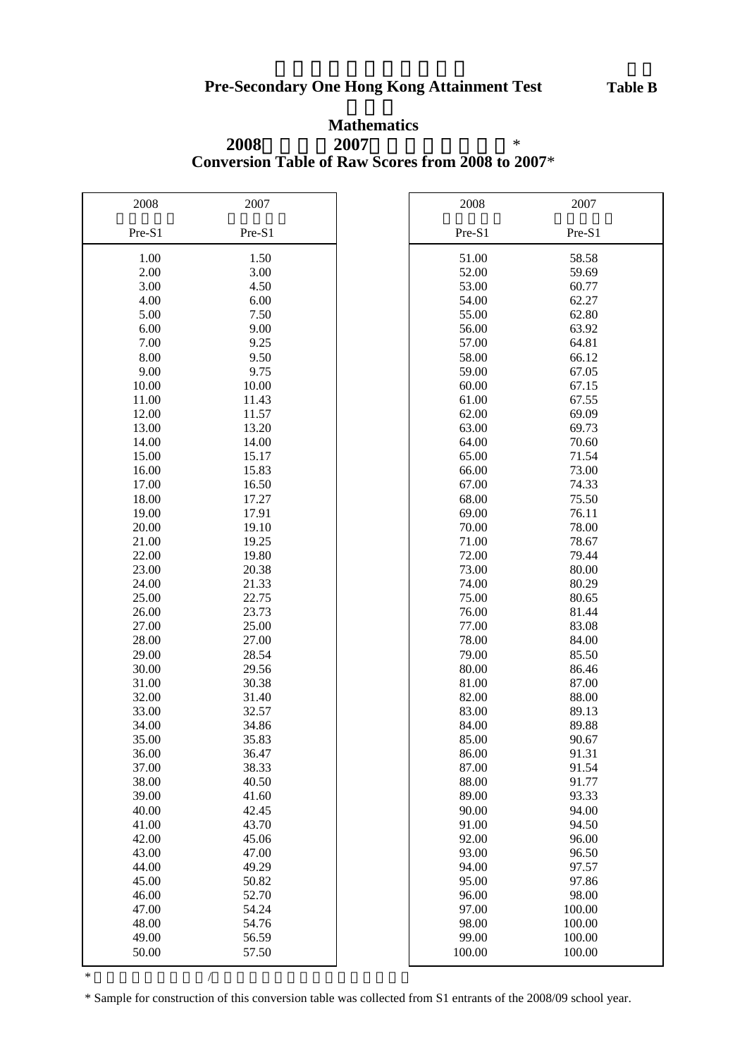**Table B**

# Pre-Secondary One Hong Kong Attainment Test

## Mathematics

## Conversion Table of Raw Scores from 2008 to 2007*

| 2008 Pre-S1 | 2007 Pre-S1 | 2008 Pre-S1 | 2007 Pre-S1 |
|---|---|---|---|
| 1.00 | 1.50 | 51.00 | 58.58 |
| 2.00 | 3.00 | 52.00 | 59.69 |
| 3.00 | 4.50 | 53.00 | 60.77 |
| 4.00 | 6.00 | 54.00 | 62.27 |
| 5.00 | 7.50 | 55.00 | 62.80 |
| 6.00 | 9.00 | 56.00 | 63.92 |
| 7.00 | 9.25 | 57.00 | 64.81 |
| 8.00 | 9.50 | 58.00 | 66.12 |
| 9.00 | 9.75 | 59.00 | 67.05 |
| 10.00 | 10.00 | 60.00 | 67.15 |
| 11.00 | 11.43 | 61.00 | 67.55 |
| 12.00 | 11.57 | 62.00 | 69.09 |
| 13.00 | 13.20 | 63.00 | 69.73 |
| 14.00 | 14.00 | 64.00 | 70.60 |
| 15.00 | 15.17 | 65.00 | 71.54 |
| 16.00 | 15.83 | 66.00 | 73.00 |
| 17.00 | 16.50 | 67.00 | 74.33 |
| 18.00 | 17.27 | 68.00 | 75.50 |
| 19.00 | 17.91 | 69.00 | 76.11 |
| 20.00 | 19.10 | 70.00 | 78.00 |
| 21.00 | 19.25 | 71.00 | 78.67 |
| 22.00 | 19.80 | 72.00 | 79.44 |
| 23.00 | 20.38 | 73.00 | 80.00 |
| 24.00 | 21.33 | 74.00 | 80.29 |
| 25.00 | 22.75 | 75.00 | 80.65 |
| 26.00 | 23.73 | 76.00 | 81.44 |
| 27.00 | 25.00 | 77.00 | 83.08 |
| 28.00 | 27.00 | 78.00 | 84.00 |
| 29.00 | 28.54 | 79.00 | 85.50 |
| 30.00 | 29.56 | 80.00 | 86.46 |
| 31.00 | 30.38 | 81.00 | 87.00 |
| 32.00 | 31.40 | 82.00 | 88.00 |
| 33.00 | 32.57 | 83.00 | 89.13 |
| 34.00 | 34.86 | 84.00 | 89.88 |
| 35.00 | 35.83 | 85.00 | 90.67 |
| 36.00 | 36.47 | 86.00 | 91.31 |
| 37.00 | 38.33 | 87.00 | 91.54 |
| 38.00 | 40.50 | 88.00 | 91.77 |
| 39.00 | 41.60 | 89.00 | 93.33 |
| 40.00 | 42.45 | 90.00 | 94.00 |
| 41.00 | 43.70 | 91.00 | 94.50 |
| 42.00 | 45.06 | 92.00 | 96.00 |
| 43.00 | 47.00 | 93.00 | 96.50 |
| 44.00 | 49.29 | 94.00 | 97.57 |
| 45.00 | 50.82 | 95.00 | 97.86 |
| 46.00 | 52.70 | 96.00 | 98.00 |
| 47.00 | 54.24 | 97.00 | 100.00 |
| 48.00 | 54.76 | 98.00 | 100.00 |
| 49.00 | 56.59 | 99.00 | 100.00 |
| 50.00 | 57.50 | 100.00 | 100.00 |

\* Sample for construction of this conversion table was collected from S1 entrants of the 2008/09 school year.